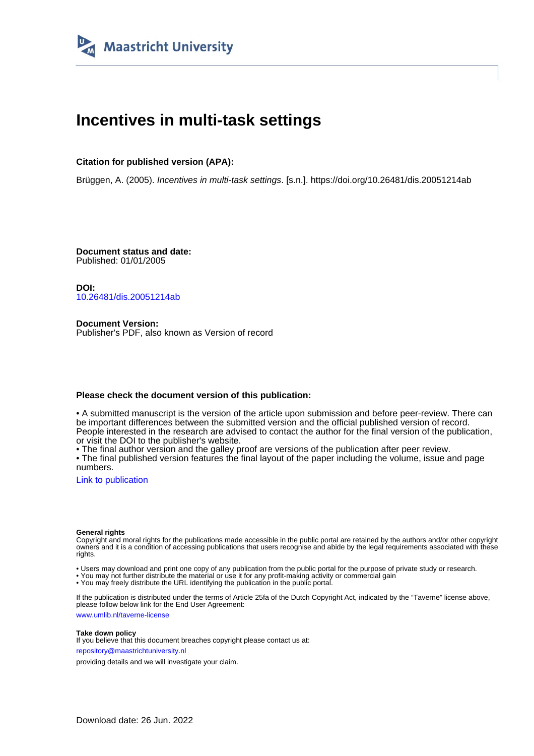Maastricht University

# Incentives in multi-task settings

**Citation for published version (APA):**

Brüggen, A. (2005). *Incentives in multi-task settings*. [s.n.]. https://doi.org/10.26481/dis.20051214ab

**Document status and date:**
Published: 01/01/2005

**DOI:**
10.26481/dis.20051214ab

**Document Version:**
Publisher's PDF, also known as Version of record

**Please check the document version of this publication:**

• A submitted manuscript is the version of the article upon submission and before peer-review. There can be important differences between the submitted version and the official published version of record. People interested in the research are advised to contact the author for the final version of the publication, or visit the DOI to the publisher's website.
• The final author version and the galley proof are versions of the publication after peer review.
• The final published version features the final layout of the paper including the volume, issue and page numbers.

Link to publication

**General rights**
Copyright and moral rights for the publications made accessible in the public portal are retained by the authors and/or other copyright owners and it is a condition of accessing publications that users recognise and abide by the legal requirements associated with these rights.

• Users may download and print one copy of any publication from the public portal for the purpose of private study or research.
• You may not further distribute the material or use it for any profit-making activity or commercial gain
• You may freely distribute the URL identifying the publication in the public portal.

If the publication is distributed under the terms of Article 25fa of the Dutch Copyright Act, indicated by the "Taverne" license above, please follow below link for the End User Agreement:

www.umlib.nl/taverne-license

**Take down policy**
If you believe that this document breaches copyright please contact us at:

repository@maastrichtuniversity.nl

providing details and we will investigate your claim.

Download date: 26 Jun. 2022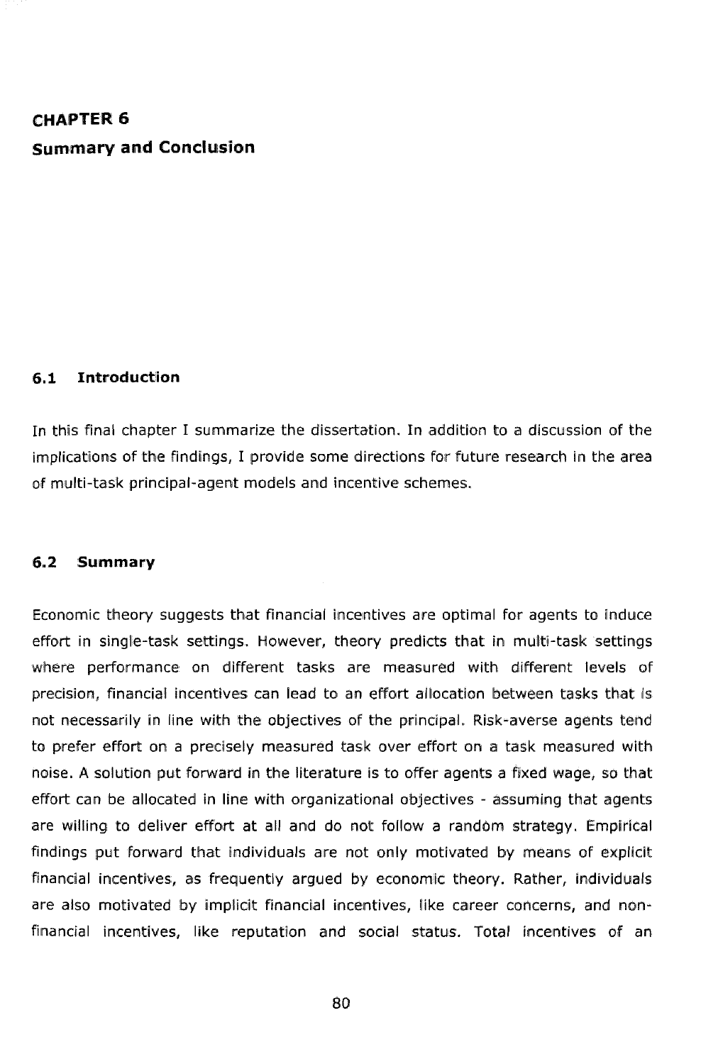# CHAPTER 6

# Summary and Conclusion

## 6.1 Introduction

In this final chapter I summarize the dissertation. In addition to a discussion of the implications of the findings, I provide some directions for future research in the area of multi-task principal-agent models and incentive schemes.

## 6.2 Summary

Economic theory suggests that financial incentives are optimal for agents to induce effort in single-task settings. However, theory predicts that in multi-task settings where performance on different tasks are measured with different levels of precision, financial incentives can lead to an effort allocation between tasks that is not necessarily in line with the objectives of the principal. Risk-averse agents tend to prefer effort on a precisely measured task over effort on a task measured with noise. A solution put forward in the literature is to offer agents a fixed wage, so that effort can be allocated in line with organizational objectives - assuming that agents are willing to deliver effort at all and do not follow a random strategy. Empirical findings put forward that individuals are not only motivated by means of explicit financial incentives, as frequently argued by economic theory. Rather, individuals are also motivated by implicit financial incentives, like career concerns, and non-financial incentives, like reputation and social status. Total incentives of an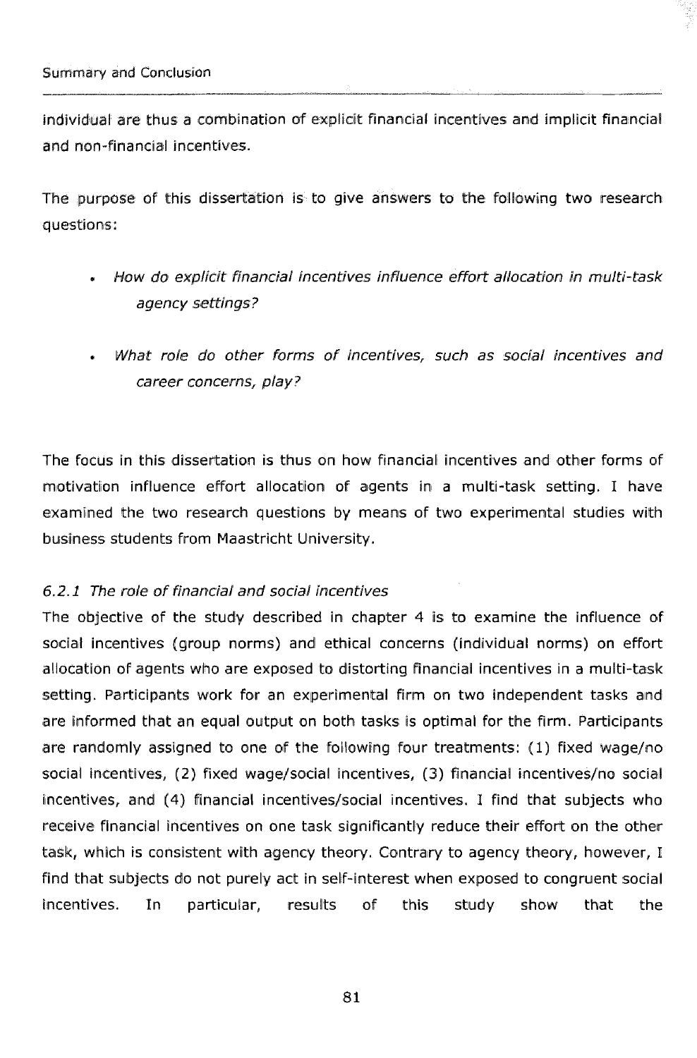individual are thus a combination of explicit financial incentives and implicit financial and non-financial incentives.

The purpose of this dissertation is to give answers to the following two research questions:

- *How do explicit financial incentives influence effort allocation in multi-task agency settings?*

- *What role do other forms of incentives, such as social incentives and career concerns, play?*

The focus in this dissertation is thus on how financial incentives and other forms of motivation influence effort allocation of agents in a multi-task setting. I have examined the two research questions by means of two experimental studies with business students from Maastricht University.

### *6.2.1 The role of financial and social incentives*

The objective of the study described in chapter 4 is to examine the influence of social incentives (group norms) and ethical concerns (individual norms) on effort allocation of agents who are exposed to distorting financial incentives in a multi-task setting. Participants work for an experimental firm on two independent tasks and are informed that an equal output on both tasks is optimal for the firm. Participants are randomly assigned to one of the following four treatments: (1) fixed wage/no social incentives, (2) fixed wage/social incentives, (3) financial incentives/no social incentives, and (4) financial incentives/social incentives. I find that subjects who receive financial incentives on one task significantly reduce their effort on the other task, which is consistent with agency theory. Contrary to agency theory, however, I find that subjects do not purely act in self-interest when exposed to congruent social incentives. In particular, results of this study show that the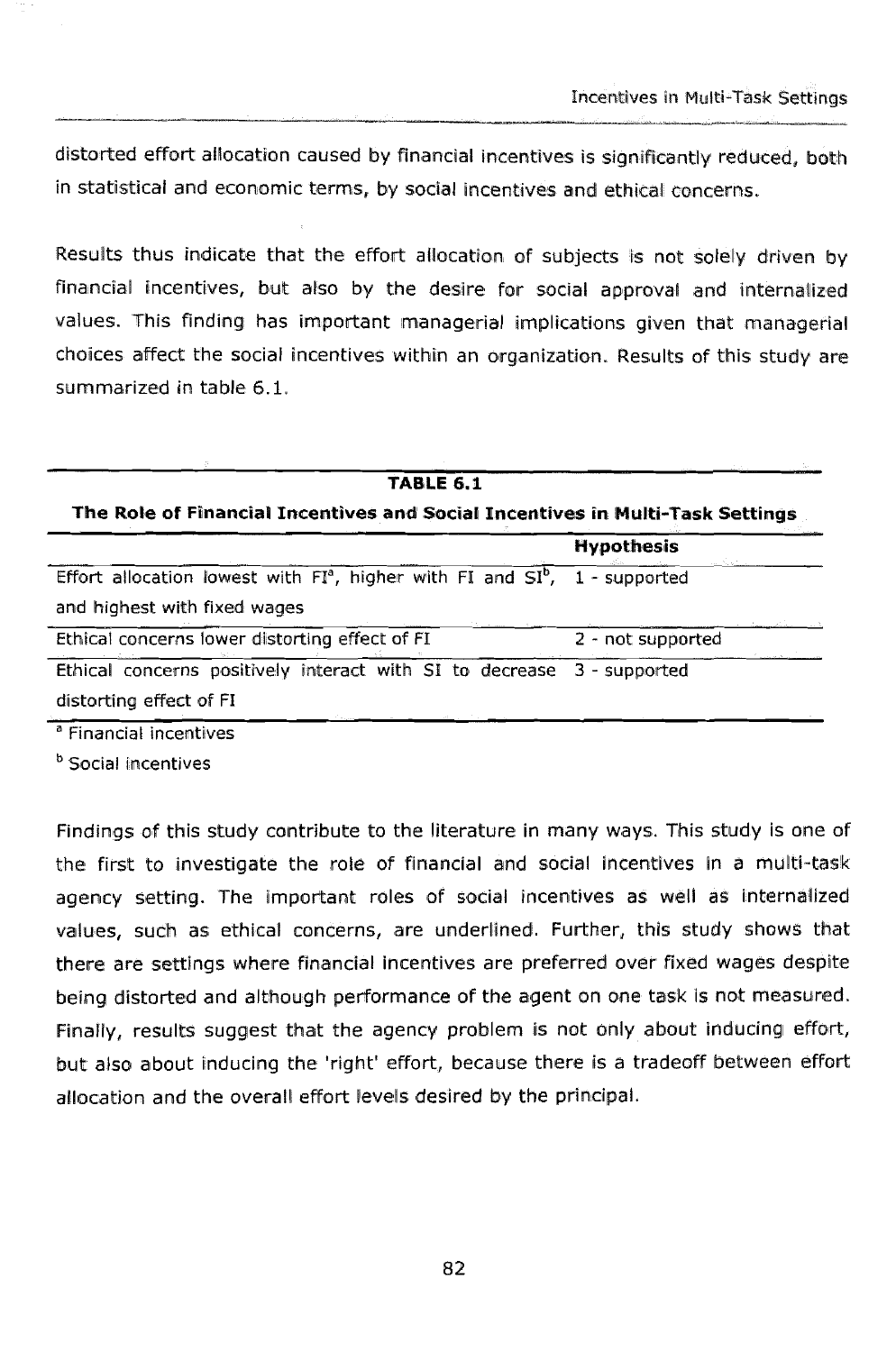distorted effort allocation caused by financial incentives is significantly reduced, both in statistical and economic terms, by social incentives and ethical concerns.

Results thus indicate that the effort allocation of subjects is not solely driven by financial incentives, but also by the desire for social approval and internalized values. This finding has important managerial implications given that managerial choices affect the social incentives within an organization. Results of this study are summarized in table 6.1.

**TABLE 6.1**

**The Role of Financial Incentives and Social Incentives in Multi-Task Settings**

| | **Hypothesis** |
|---|---|
| Effort allocation lowest with FI[a], higher with FI and SI[b], and highest with fixed wages | 1 - supported |
| Ethical concerns lower distorting effect of FI | 2 - not supported |
| Ethical concerns positively interact with SI to decrease distorting effect of FI | 3 - supported |

[a] Financial incentives

[b] Social incentives

Findings of this study contribute to the literature in many ways. This study is one of the first to investigate the role of financial and social incentives in a multi-task agency setting. The important roles of social incentives as well as internalized values, such as ethical concerns, are underlined. Further, this study shows that there are settings where financial incentives are preferred over fixed wages despite being distorted and although performance of the agent on one task is not measured. Finally, results suggest that the agency problem is not only about inducing effort, but also about inducing the 'right' effort, because there is a tradeoff between effort allocation and the overall effort levels desired by the principal.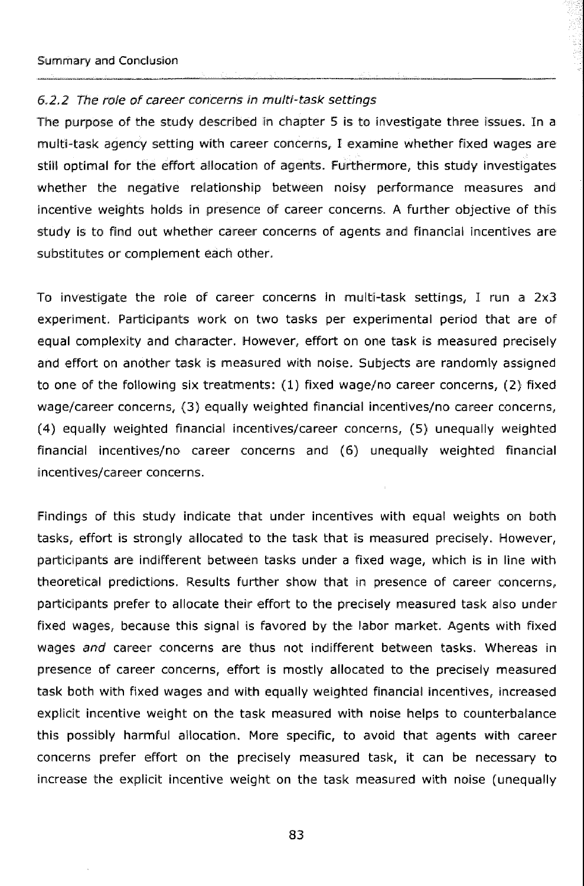### 6.2.2 *The role of career concerns in multi-task settings*

The purpose of the study described in chapter 5 is to investigate three issues. In a multi-task agency setting with career concerns, I examine whether fixed wages are still optimal for the effort allocation of agents. Furthermore, this study investigates whether the negative relationship between noisy performance measures and incentive weights holds in presence of career concerns. A further objective of this study is to find out whether career concerns of agents and financial incentives are substitutes or complement each other.

To investigate the role of career concerns in multi-task settings, I run a 2x3 experiment. Participants work on two tasks per experimental period that are of equal complexity and character. However, effort on one task is measured precisely and effort on another task is measured with noise. Subjects are randomly assigned to one of the following six treatments: (1) fixed wage/no career concerns, (2) fixed wage/career concerns, (3) equally weighted financial incentives/no career concerns, (4) equally weighted financial incentives/career concerns, (5) unequally weighted financial incentives/no career concerns and (6) unequally weighted financial incentives/career concerns.

Findings of this study indicate that under incentives with equal weights on both tasks, effort is strongly allocated to the task that is measured precisely. However, participants are indifferent between tasks under a fixed wage, which is in line with theoretical predictions. Results further show that in presence of career concerns, participants prefer to allocate their effort to the precisely measured task also under fixed wages, because this signal is favored by the labor market. Agents with fixed wages *and* career concerns are thus not indifferent between tasks. Whereas in presence of career concerns, effort is mostly allocated to the precisely measured task both with fixed wages and with equally weighted financial incentives, increased explicit incentive weight on the task measured with noise helps to counterbalance this possibly harmful allocation. More specific, to avoid that agents with career concerns prefer effort on the precisely measured task, it can be necessary to increase the explicit incentive weight on the task measured with noise (unequally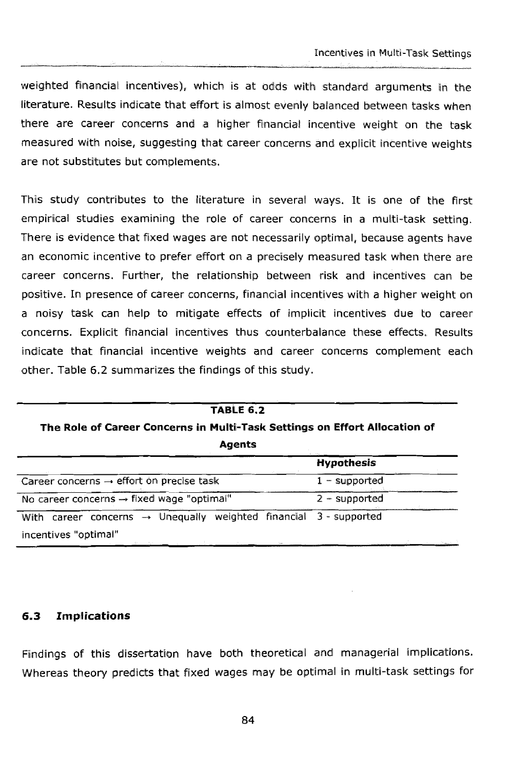weighted financial incentives), which is at odds with standard arguments in the literature. Results indicate that effort is almost evenly balanced between tasks when there are career concerns and a higher financial incentive weight on the task measured with noise, suggesting that career concerns and explicit incentive weights are not substitutes but complements.

This study contributes to the literature in several ways. It is one of the first empirical studies examining the role of career concerns in a multi-task setting. There is evidence that fixed wages are not necessarily optimal, because agents have an economic incentive to prefer effort on a precisely measured task when there are career concerns. Further, the relationship between risk and incentives can be positive. In presence of career concerns, financial incentives with a higher weight on a noisy task can help to mitigate effects of implicit incentives due to career concerns. Explicit financial incentives thus counterbalance these effects. Results indicate that financial incentive weights and career concerns complement each other. Table 6.2 summarizes the findings of this study.

**TABLE 6.2**

**The Role of Career Concerns in Multi-Task Settings on Effort Allocation of Agents**

| | **Hypothesis** |
|---|---|
| Career concerns → effort on precise task | 1 – supported |
| No career concerns → fixed wage "optimal" | 2 – supported |
| With career concerns → Unequally weighted financial incentives "optimal" | 3 - supported |

### 6.3 *Implications*

Findings of this dissertation have both theoretical and managerial implications. Whereas theory predicts that fixed wages may be optimal in multi-task settings for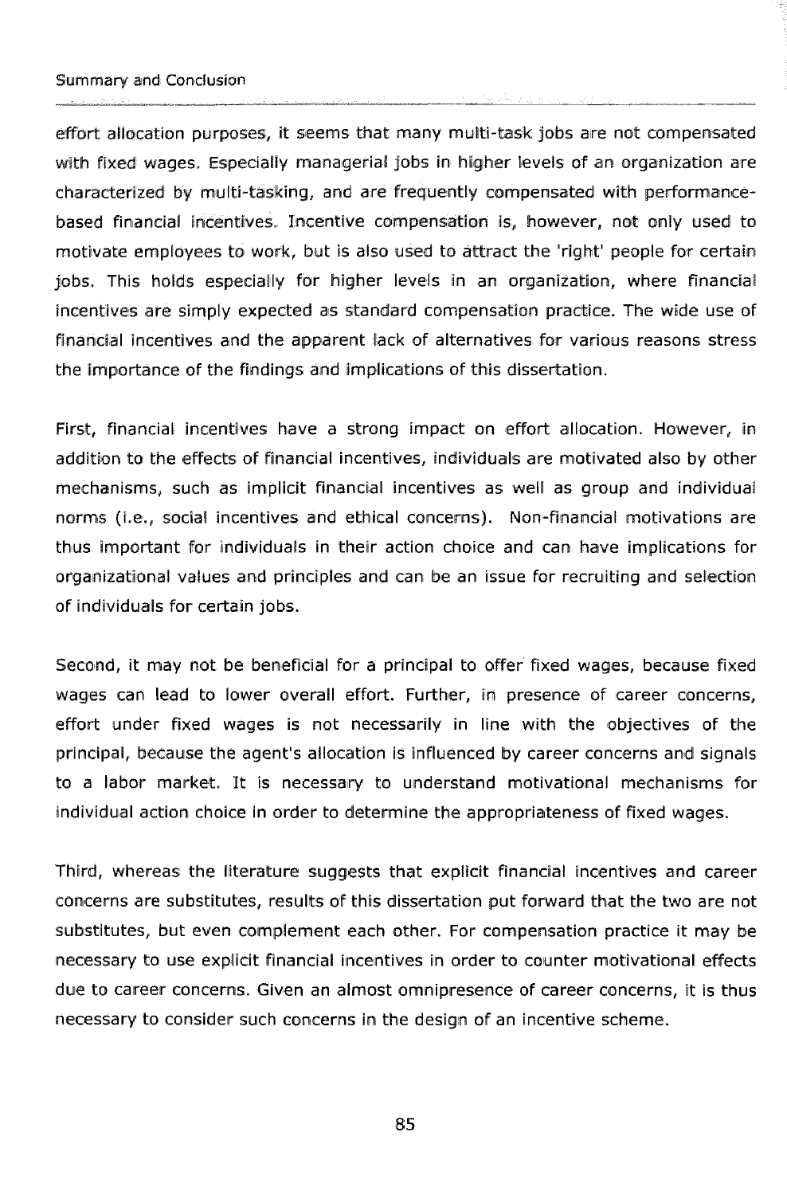effort allocation purposes, it seems that many multi-task jobs are not compensated with fixed wages. Especially managerial jobs in higher levels of an organization are characterized by multi-tasking, and are frequently compensated with performance-based financial incentives. Incentive compensation is, however, not only used to motivate employees to work, but is also used to attract the 'right' people for certain jobs. This holds especially for higher levels in an organization, where financial incentives are simply expected as standard compensation practice. The wide use of financial incentives and the apparent lack of alternatives for various reasons stress the importance of the findings and implications of this dissertation.

First, financial incentives have a strong impact on effort allocation. However, in addition to the effects of financial incentives, individuals are motivated also by other mechanisms, such as implicit financial incentives as well as group and individual norms (i.e., social incentives and ethical concerns). Non-financial motivations are thus important for individuals in their action choice and can have implications for organizational values and principles and can be an issue for recruiting and selection of individuals for certain jobs.

Second, it may not be beneficial for a principal to offer fixed wages, because fixed wages can lead to lower overall effort. Further, in presence of career concerns, effort under fixed wages is not necessarily in line with the objectives of the principal, because the agent's allocation is influenced by career concerns and signals to a labor market. It is necessary to understand motivational mechanisms for individual action choice in order to determine the appropriateness of fixed wages.

Third, whereas the literature suggests that explicit financial incentives and career concerns are substitutes, results of this dissertation put forward that the two are not substitutes, but even complement each other. For compensation practice it may be necessary to use explicit financial incentives in order to counter motivational effects due to career concerns. Given an almost omnipresence of career concerns, it is thus necessary to consider such concerns in the design of an incentive scheme.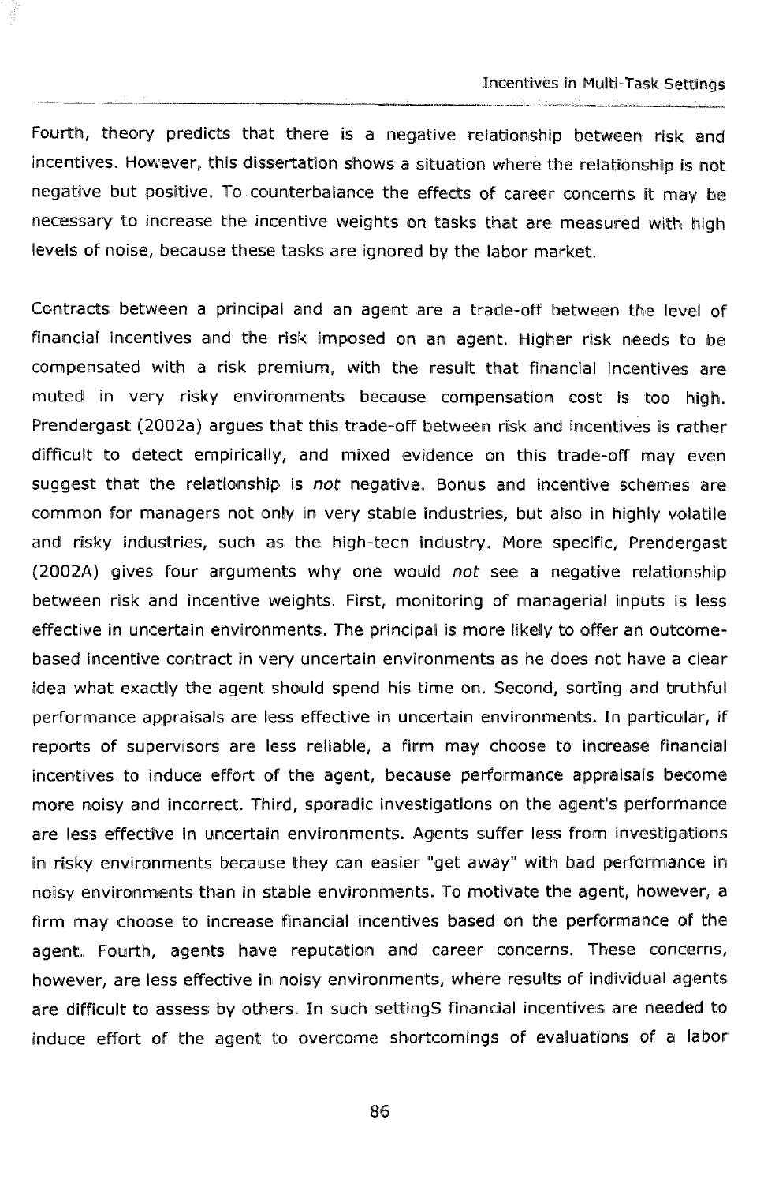Fourth, theory predicts that there is a negative relationship between risk and incentives. However, this dissertation shows a situation where the relationship is not negative but positive. To counterbalance the effects of career concerns it may be necessary to increase the incentive weights on tasks that are measured with high levels of noise, because these tasks are ignored by the labor market.

Contracts between a principal and an agent are a trade-off between the level of financial incentives and the risk imposed on an agent. Higher risk needs to be compensated with a risk premium, with the result that financial incentives are muted in very risky environments because compensation cost is too high. Prendergast (2002a) argues that this trade-off between risk and incentives is rather difficult to detect empirically, and mixed evidence on this trade-off may even suggest that the relationship is *not* negative. Bonus and incentive schemes are common for managers not only in very stable industries, but also in highly volatile and risky industries, such as the high-tech industry. More specific, Prendergast (2002A) gives four arguments why one would *not* see a negative relationship between risk and incentive weights. First, monitoring of managerial inputs is less effective in uncertain environments. The principal is more likely to offer an outcome-based incentive contract in very uncertain environments as he does not have a clear idea what exactly the agent should spend his time on. Second, sorting and truthful performance appraisals are less effective in uncertain environments. In particular, if reports of supervisors are less reliable, a firm may choose to increase financial incentives to induce effort of the agent, because performance appraisals become more noisy and incorrect. Third, sporadic investigations on the agent's performance are less effective in uncertain environments. Agents suffer less from investigations in risky environments because they can easier "get away" with bad performance in noisy environments than in stable environments. To motivate the agent, however, a firm may choose to increase financial incentives based on the performance of the agent. Fourth, agents have reputation and career concerns. These concerns, however, are less effective in noisy environments, where results of individual agents are difficult to assess by others. In such settingS financial incentives are needed to induce effort of the agent to overcome shortcomings of evaluations of a labor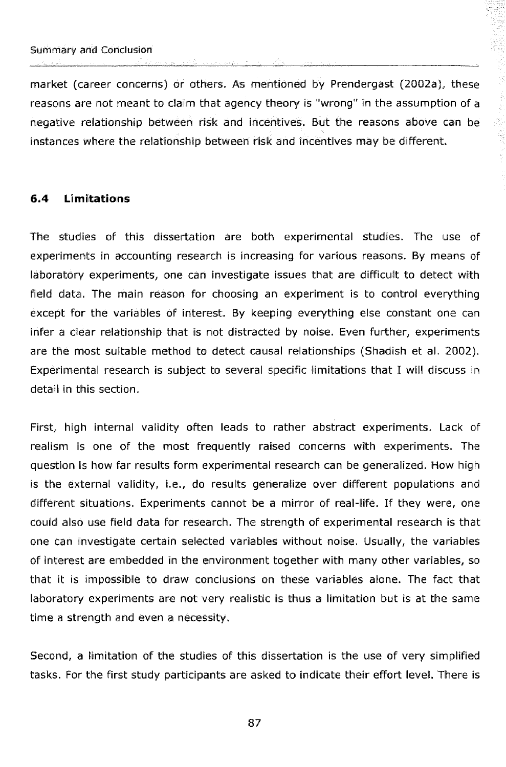market (career concerns) or others. As mentioned by Prendergast (2002a), these reasons are not meant to claim that agency theory is "wrong" in the assumption of a negative relationship between risk and incentives. But the reasons above can be instances where the relationship between risk and incentives may be different.

### 6.4 Limitations

The studies of this dissertation are both experimental studies. The use of experiments in accounting research is increasing for various reasons. By means of laboratory experiments, one can investigate issues that are difficult to detect with field data. The main reason for choosing an experiment is to control everything except for the variables of interest. By keeping everything else constant one can infer a clear relationship that is not distracted by noise. Even further, experiments are the most suitable method to detect causal relationships (Shadish et al. 2002). Experimental research is subject to several specific limitations that I will discuss in detail in this section.

First, high internal validity often leads to rather abstract experiments. Lack of realism is one of the most frequently raised concerns with experiments. The question is how far results form experimental research can be generalized. How high is the external validity, i.e., do results generalize over different populations and different situations. Experiments cannot be a mirror of real-life. If they were, one could also use field data for research. The strength of experimental research is that one can investigate certain selected variables without noise. Usually, the variables of interest are embedded in the environment together with many other variables, so that it is impossible to draw conclusions on these variables alone. The fact that laboratory experiments are not very realistic is thus a limitation but is at the same time a strength and even a necessity.

Second, a limitation of the studies of this dissertation is the use of very simplified tasks. For the first study participants are asked to indicate their effort level. There is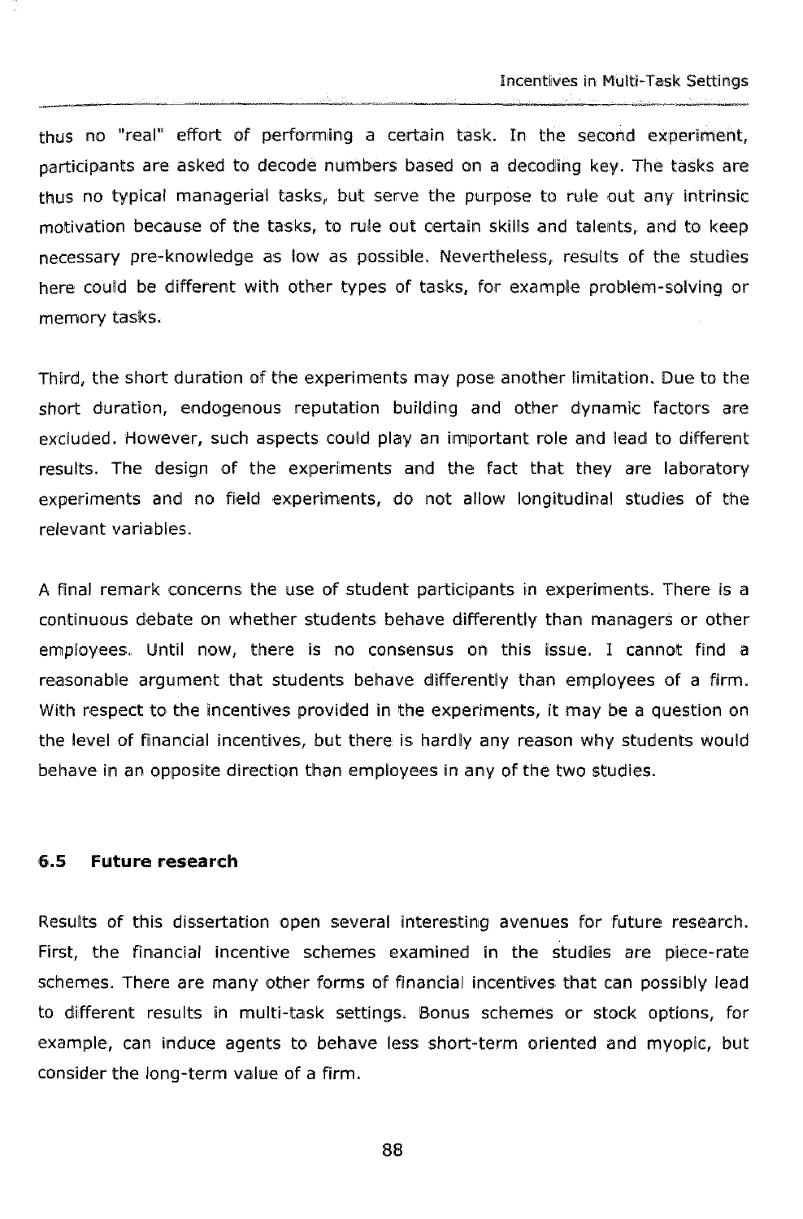thus no "real" effort of performing a certain task. In the second experiment, participants are asked to decode numbers based on a decoding key. The tasks are thus no typical managerial tasks, but serve the purpose to rule out any intrinsic motivation because of the tasks, to rule out certain skills and talents, and to keep necessary pre-knowledge as low as possible. Nevertheless, results of the studies here could be different with other types of tasks, for example problem-solving or memory tasks.

Third, the short duration of the experiments may pose another limitation. Due to the short duration, endogenous reputation building and other dynamic factors are excluded. However, such aspects could play an important role and lead to different results. The design of the experiments and the fact that they are laboratory experiments and no field experiments, do not allow longitudinal studies of the relevant variables.

A final remark concerns the use of student participants in experiments. There is a continuous debate on whether students behave differently than managers or other employees. Until now, there is no consensus on this issue. I cannot find a reasonable argument that students behave differently than employees of a firm. With respect to the incentives provided in the experiments, it may be a question on the level of financial incentives, but there is hardly any reason why students would behave in an opposite direction than employees in any of the two studies.

### 6.5 Future research

Results of this dissertation open several interesting avenues for future research. First, the financial incentive schemes examined in the studies are piece-rate schemes. There are many other forms of financial incentives that can possibly lead to different results in multi-task settings. Bonus schemes or stock options, for example, can induce agents to behave less short-term oriented and myopic, but consider the long-term value of a firm.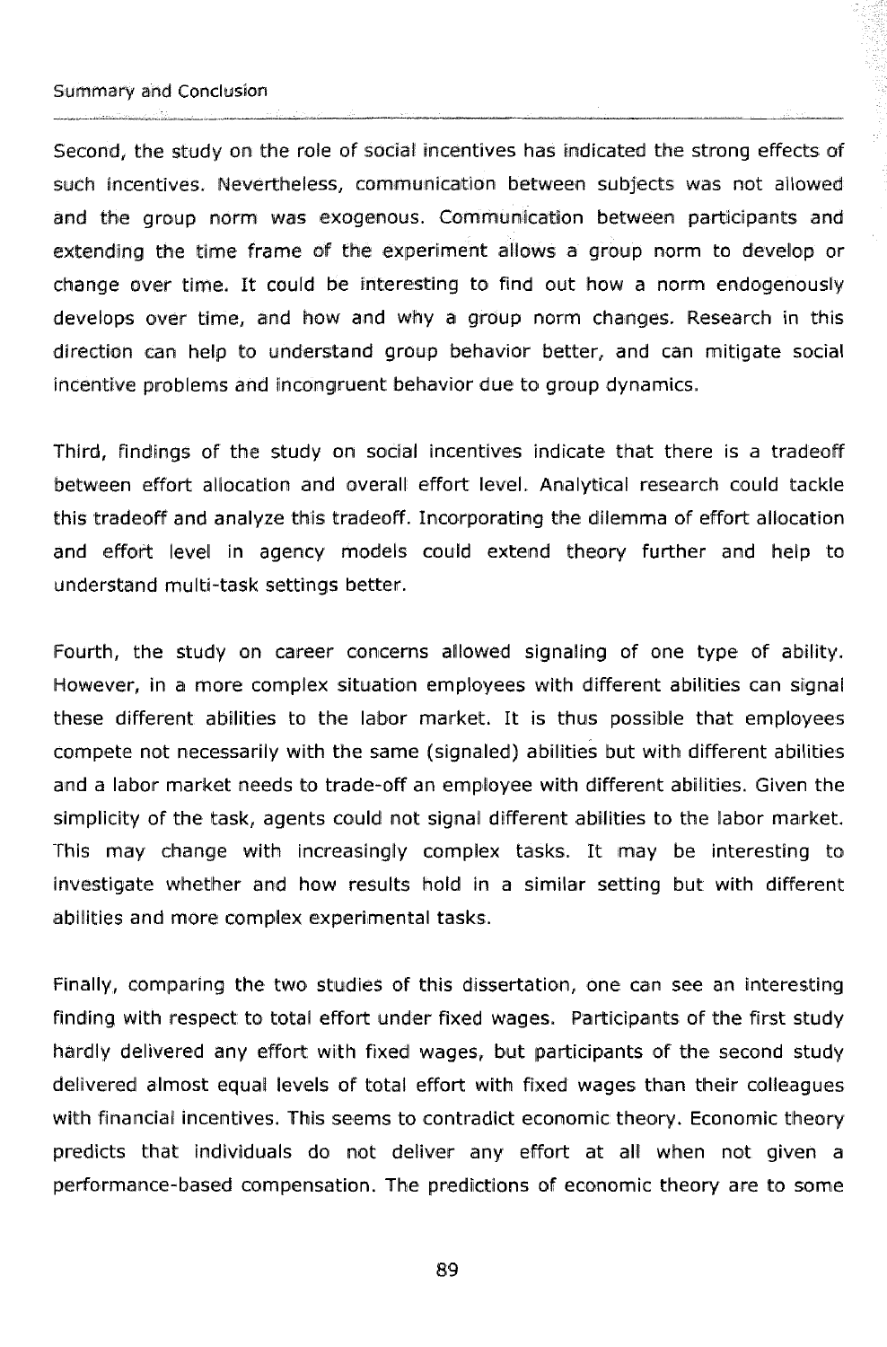Second, the study on the role of social incentives has indicated the strong effects of such incentives. Nevertheless, communication between subjects was not allowed and the group norm was exogenous. Communication between participants and extending the time frame of the experiment allows a group norm to develop or change over time. It could be interesting to find out how a norm endogenously develops over time, and how and why a group norm changes. Research in this direction can help to understand group behavior better, and can mitigate social incentive problems and incongruent behavior due to group dynamics.

Third, findings of the study on social incentives indicate that there is a tradeoff between effort allocation and overall effort level. Analytical research could tackle this tradeoff and analyze this tradeoff. Incorporating the dilemma of effort allocation and effort level in agency models could extend theory further and help to understand multi-task settings better.

Fourth, the study on career concerns allowed signaling of one type of ability. However, in a more complex situation employees with different abilities can signal these different abilities to the labor market. It is thus possible that employees compete not necessarily with the same (signaled) abilities but with different abilities and a labor market needs to trade-off an employee with different abilities. Given the simplicity of the task, agents could not signal different abilities to the labor market. This may change with increasingly complex tasks. It may be interesting to investigate whether and how results hold in a similar setting but with different abilities and more complex experimental tasks.

Finally, comparing the two studies of this dissertation, one can see an interesting finding with respect to total effort under fixed wages. Participants of the first study hardly delivered any effort with fixed wages, but participants of the second study delivered almost equal levels of total effort with fixed wages than their colleagues with financial incentives. This seems to contradict economic theory. Economic theory predicts that individuals do not deliver any effort at all when not given a performance-based compensation. The predictions of economic theory are to some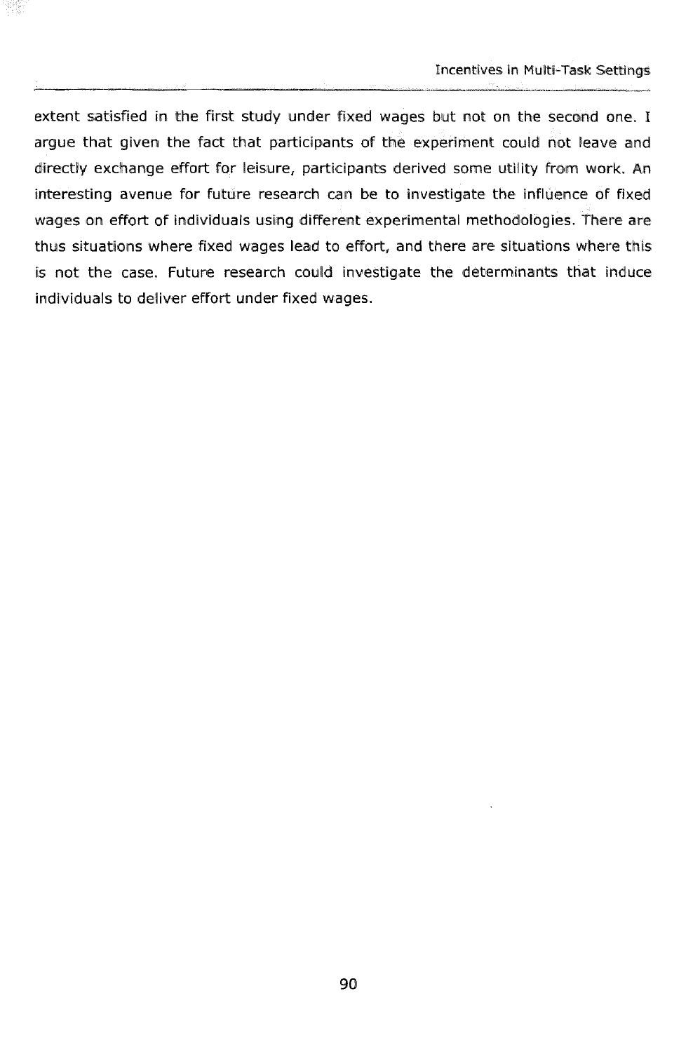extent satisfied in the first study under fixed wages but not on the second one. I argue that given the fact that participants of the experiment could not leave and directly exchange effort for leisure, participants derived some utility from work. An interesting avenue for future research can be to investigate the influence of fixed wages on effort of individuals using different experimental methodologies. There are thus situations where fixed wages lead to effort, and there are situations where this is not the case. Future research could investigate the determinants that induce individuals to deliver effort under fixed wages.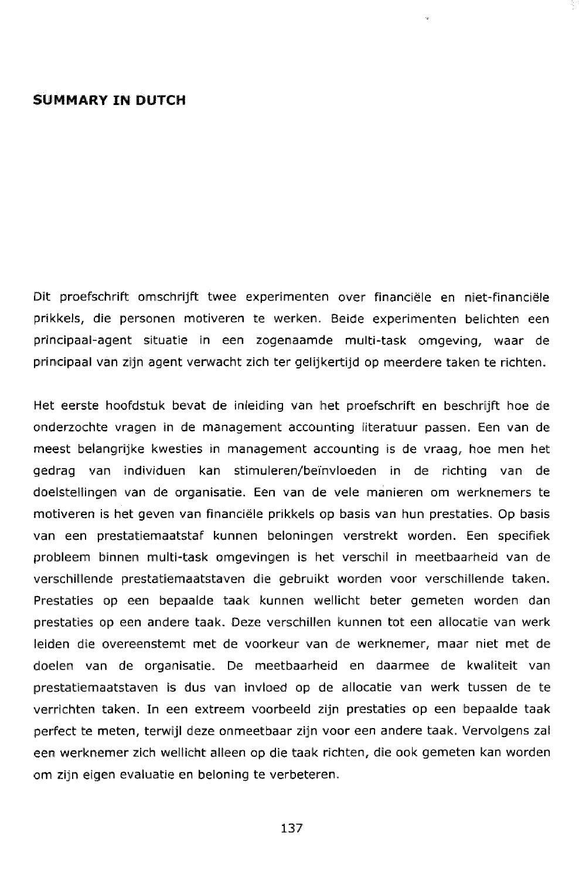## SUMMARY IN DUTCH

Dit proefschrift omschrijft twee experimenten over financiële en niet-financiële prikkels, die personen motiveren te werken. Beide experimenten belichten een principaal-agent situatie in een zogenaamde multi-task omgeving, waar de principaal van zijn agent verwacht zich ter gelijkertijd op meerdere taken te richten.

Het eerste hoofdstuk bevat de inleiding van het proefschrift en beschrijft hoe de onderzochte vragen in de management accounting literatuur passen. Een van de meest belangrijke kwesties in management accounting is de vraag, hoe men het gedrag van individuen kan stimuleren/beïnvloeden in de richting van de doelstellingen van de organisatie. Een van de vele manieren om werknemers te motiveren is het geven van financiële prikkels op basis van hun prestaties. Op basis van een prestatiemaatstaf kunnen beloningen verstrekt worden. Een specifiek probleem binnen multi-task omgevingen is het verschil in meetbaarheid van de verschillende prestatiemaatstaven die gebruikt worden voor verschillende taken. Prestaties op een bepaalde taak kunnen wellicht beter gemeten worden dan prestaties op een andere taak. Deze verschillen kunnen tot een allocatie van werk leiden die overeenstemt met de voorkeur van de werknemer, maar niet met de doelen van de organisatie. De meetbaarheid en daarmee de kwaliteit van prestatiemaatstaven is dus van invloed op de allocatie van werk tussen de te verrichten taken. In een extreem voorbeeld zijn prestaties op een bepaalde taak perfect te meten, terwijl deze onmeetbaar zijn voor een andere taak. Vervolgens zal een werknemer zich wellicht alleen op die taak richten, die ook gemeten kan worden om zijn eigen evaluatie en beloning te verbeteren.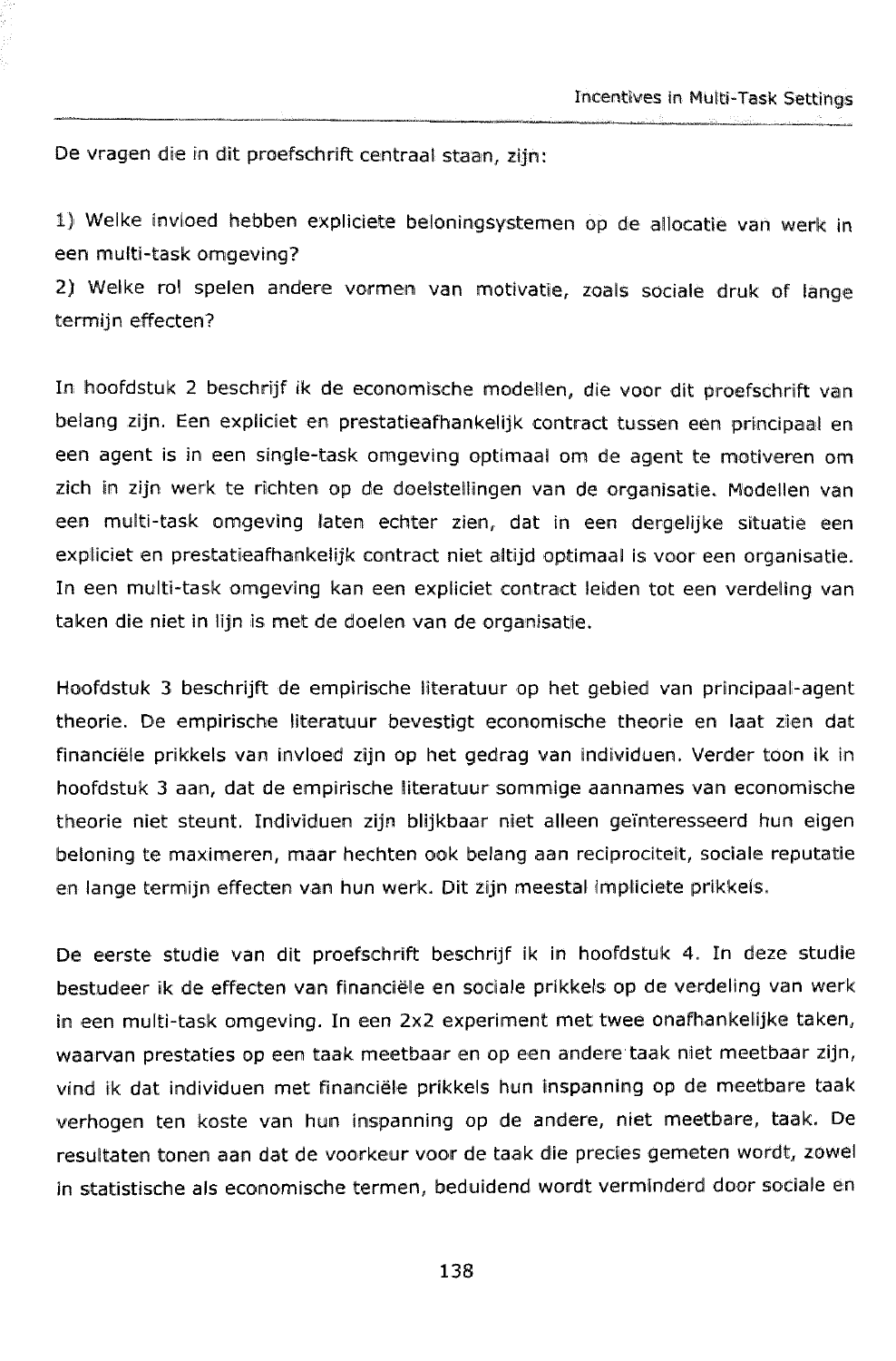De vragen die in dit proefschrift centraal staan, zijn:

1) Welke invloed hebben expliciete beloningsystemen op de allocatie van werk in een multi-task omgeving?
2) Welke rol spelen andere vormen van motivatie, zoals sociale druk of lange termijn effecten?

In hoofdstuk 2 beschrijf ik de economische modellen, die voor dit proefschrift van belang zijn. Een expliciet en prestatieafhankelijk contract tussen een principaal en een agent is in een single-task omgeving optimaal om de agent te motiveren om zich in zijn werk te richten op de doelstellingen van de organisatie. Modellen van een multi-task omgeving laten echter zien, dat in een dergelijke situatie een expliciet en prestatieafhankelijk contract niet altijd optimaal is voor een organisatie. In een multi-task omgeving kan een expliciet contract leiden tot een verdeling van taken die niet in lijn is met de doelen van de organisatie.

Hoofdstuk 3 beschrijft de empirische literatuur op het gebied van principaal-agent theorie. De empirische literatuur bevestigt economische theorie en laat zien dat financiële prikkels van invloed zijn op het gedrag van individuen. Verder toon ik in hoofdstuk 3 aan, dat de empirische literatuur sommige aannames van economische theorie niet steunt. Individuen zijn blijkbaar niet alleen geïnteresseerd hun eigen beloning te maximeren, maar hechten ook belang aan reciprociteit, sociale reputatie en lange termijn effecten van hun werk. Dit zijn meestal impliciete prikkels.

De eerste studie van dit proefschrift beschrijf ik in hoofdstuk 4. In deze studie bestudeer ik de effecten van financiële en sociale prikkels op de verdeling van werk in een multi-task omgeving. In een 2x2 experiment met twee onafhankelijke taken, waarvan prestaties op een taak meetbaar en op een andere taak niet meetbaar zijn, vind ik dat individuen met financiële prikkels hun inspanning op de meetbare taak verhogen ten koste van hun inspanning op de andere, niet meetbare, taak. De resultaten tonen aan dat de voorkeur voor de taak die precies gemeten wordt, zowel in statistische als economische termen, beduidend wordt verminderd door sociale en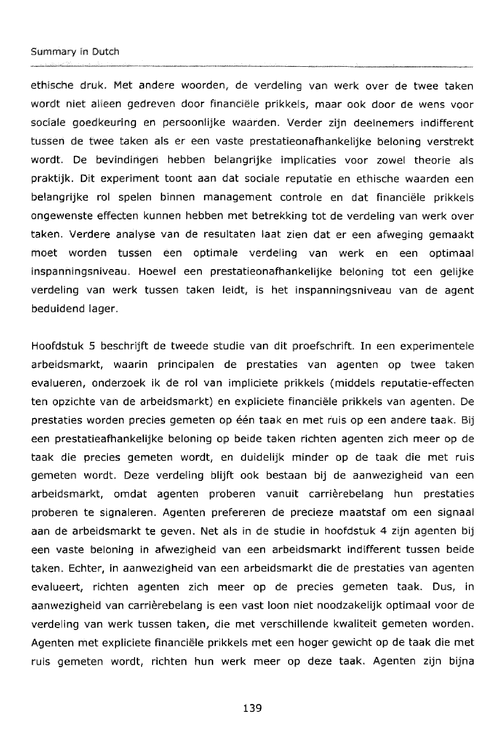ethische druk. Met andere woorden, de verdeling van werk over de twee taken wordt niet alleen gedreven door financiële prikkels, maar ook door de wens voor sociale goedkeuring en persoonlijke waarden. Verder zijn deelnemers indifferent tussen de twee taken als er een vaste prestatieonafhankelijke beloning verstrekt wordt. De bevindingen hebben belangrijke implicaties voor zowel theorie als praktijk. Dit experiment toont aan dat sociale reputatie en ethische waarden een belangrijke rol spelen binnen management controle en dat financiële prikkels ongewenste effecten kunnen hebben met betrekking tot de verdeling van werk over taken. Verdere analyse van de resultaten laat zien dat er een afweging gemaakt moet worden tussen een optimale verdeling van werk en een optimaal inspanningsniveau. Hoewel een prestatieonafhankelijke beloning tot een gelijke verdeling van werk tussen taken leidt, is het inspanningsniveau van de agent beduidend lager.

Hoofdstuk 5 beschrijft de tweede studie van dit proefschrift. In een experimentele arbeidsmarkt, waarin principalen de prestaties van agenten op twee taken evalueren, onderzoek ik de rol van impliciete prikkels (middels reputatie-effecten ten opzichte van de arbeidsmarkt) en expliciete financiële prikkels van agenten. De prestaties worden precies gemeten op één taak en met ruis op een andere taak. Bij een prestatieafhankelijke beloning op beide taken richten agenten zich meer op de taak die precies gemeten wordt, en duidelijk minder op de taak die met ruis gemeten wordt. Deze verdeling blijft ook bestaan bij de aanwezigheid van een arbeidsmarkt, omdat agenten proberen vanuit carrièrebelang hun prestaties proberen te signaleren. Agenten prefereren de precieze maatstaf om een signaal aan de arbeidsmarkt te geven. Net als in de studie in hoofdstuk 4 zijn agenten bij een vaste beloning in afwezigheid van een arbeidsmarkt indifferent tussen beide taken. Echter, in aanwezigheid van een arbeidsmarkt die de prestaties van agenten evalueert, richten agenten zich meer op de precies gemeten taak. Dus, in aanwezigheid van carrièrebelang is een vast loon niet noodzakelijk optimaal voor de verdeling van werk tussen taken, die met verschillende kwaliteit gemeten worden. Agenten met expliciete financiële prikkels met een hoger gewicht op de taak die met ruis gemeten wordt, richten hun werk meer op deze taak. Agenten zijn bijna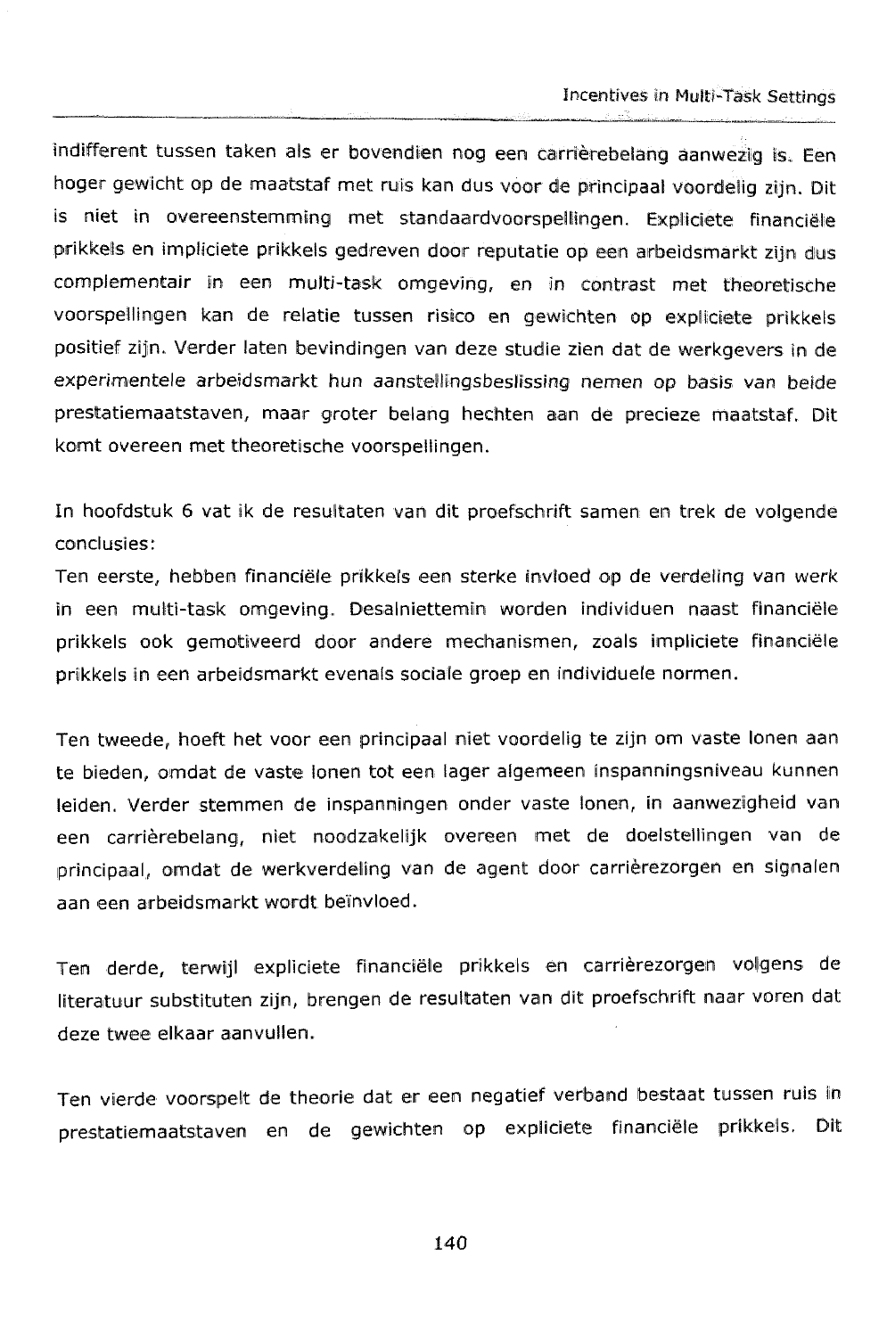indifferent tussen taken als er bovendien nog een carrièrebelang aanwezig is. Een hoger gewicht op de maatstaf met ruis kan dus vóór de principaal voordelig zijn. Dit is niet in overeenstemming met standaardvoorspellingen. Expliciete financiële prikkels en impliciete prikkels gedreven door reputatie op een arbeidsmarkt zijn dus complementair in een multi-task omgeving, en in contrast met theoretische voorspellingen kan de relatie tussen risico en gewichten op expliciete prikkels positief zijn. Verder laten bevindingen van deze studie zien dat de werkgevers in de experimentele arbeidsmarkt hun aanstellingsbeslissing nemen op basis van beide prestatiemaatstaven, maar groter belang hechten aan de precieze maatstaf. Dit komt overeen met theoretische voorspellingen.

In hoofdstuk 6 vat ik de resultaten van dit proefschrift samen en trek de volgende conclusies:
Ten eerste, hebben financiële prikkels een sterke invloed op de verdeling van werk in een multi-task omgeving. Desalniettemin worden individuen naast financiële prikkels ook gemotiveerd door andere mechanismen, zoals impliciete financiële prikkels in een arbeidsmarkt evenals sociale groep en individuele normen.

Ten tweede, hoeft het voor een principaal niet voordelig te zijn om vaste lonen aan te bieden, omdat de vaste lonen tot een lager algemeen inspanningsniveau kunnen leiden. Verder stemmen de inspanningen onder vaste lonen, in aanwezigheid van een carrièrebelang, niet noodzakelijk overeen met de doelstellingen van de principaal, omdat de werkverdeling van de agent door carrièrezorgen en signalen aan een arbeidsmarkt wordt beïnvloed.

Ten derde, terwijl expliciete financiële prikkels en carrièrezorgen volgens de literatuur substituten zijn, brengen de resultaten van dit proefschrift naar voren dat deze twee elkaar aanvullen.

Ten vierde voorspelt de theorie dat er een negatief verband bestaat tussen ruis in prestatiemaatstaven en de gewichten op expliciete financiële prikkels. Dit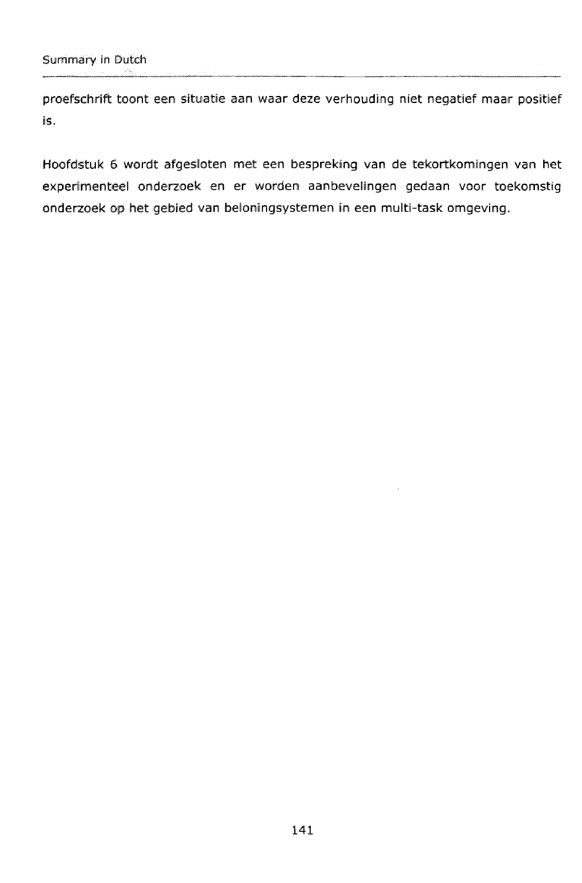proefschrift toont een situatie aan waar deze verhouding niet negatief maar positief is.

Hoofdstuk 6 wordt afgesloten met een bespreking van de tekortkomingen van het experimenteel onderzoek en er worden aanbevelingen gedaan voor toekomstig onderzoek op het gebied van beloningsystemen in een multi-task omgeving.